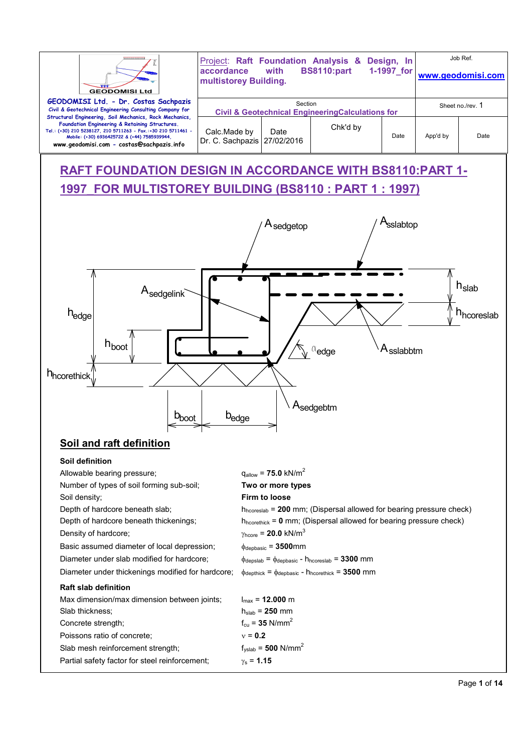| | Project: Raft Foundation Analysis & Design, In accordance with BS8110:part 1-1997_for multistorey Building. | | Job Ref. www.geodomisi.com | |
|---|---|---|---|---|
| GEODOMISI Ltd. - Dr. Costas Sachpazis. Civil & Geotechnical Engineering Consulting Company for Structural Engineering, Soil Mechanics, Rock Mechanics, Foundation Engineering & Retaining Structures. Tel.: (+30) 210 5238127, 210 5711263 - Fax.:+30 210 5711461 - Mobile: (+30) 6936425722 & (+44) 7585939944, www.geodomisi.com - costas@sachpazis.info | Section: Civil & Geotechnical Engineering Calculations for | | Sheet no./rev. 1 | |
| | Calc.Made by Dr. C. Sachpazis | Date 27/02/2016 | Chk'd by | Date | App'd by | Date |

# RAFT FOUNDATION DESIGN IN ACCORDANCE WITH BS8110:PART 1-1997_FOR MULTISTOREY BUILDING (BS8110 : PART 1 : 1997)

## Soil and raft definition

**Soil definition**

| | |
|---|---|
| Allowable bearing pressure; | $q_{allow}$ = **75.0** kN/m$^2$ |
| Number of types of soil forming sub-soil; | **Two or more types** |
| Soil density; | **Firm to loose** |
| Depth of hardcore beneath slab; | $h_{hcoreslab}$ = **200** mm; (Dispersal allowed for bearing pressure check) |
| Depth of hardcore beneath thickenings; | $h_{hcorethick}$ = **0** mm; (Dispersal allowed for bearing pressure check) |
| Density of hardcore; | $\gamma_{hcore}$ = **20.0** kN/m$^3$ |
| Basic assumed diameter of local depression; | $\phi_{depbasic}$ = **3500**mm |
| Diameter under slab modified for hardcore; | $\phi_{depslab} = \phi_{depbasic} - h_{hcoreslab}$ = **3300** mm |
| Diameter under thickenings modified for hardcore; | $\phi_{depthick} = \phi_{depbasic} - h_{hcorethick}$ = **3500** mm |

**Raft slab definition**

| | |
|---|---|
| Max dimension/max dimension between joints; | $l_{max}$ = **12.000** m |
| Slab thickness; | $h_{slab}$ = **250** mm |
| Concrete strength; | $f_{cu}$ = **35** N/mm$^2$ |
| Poissons ratio of concrete; | $\nu$ = **0.2** |
| Slab mesh reinforcement strength; | $f_{yslab}$ = **500** N/mm$^2$ |
| Partial safety factor for steel reinforcement; | $\gamma_s$ = **1.15** |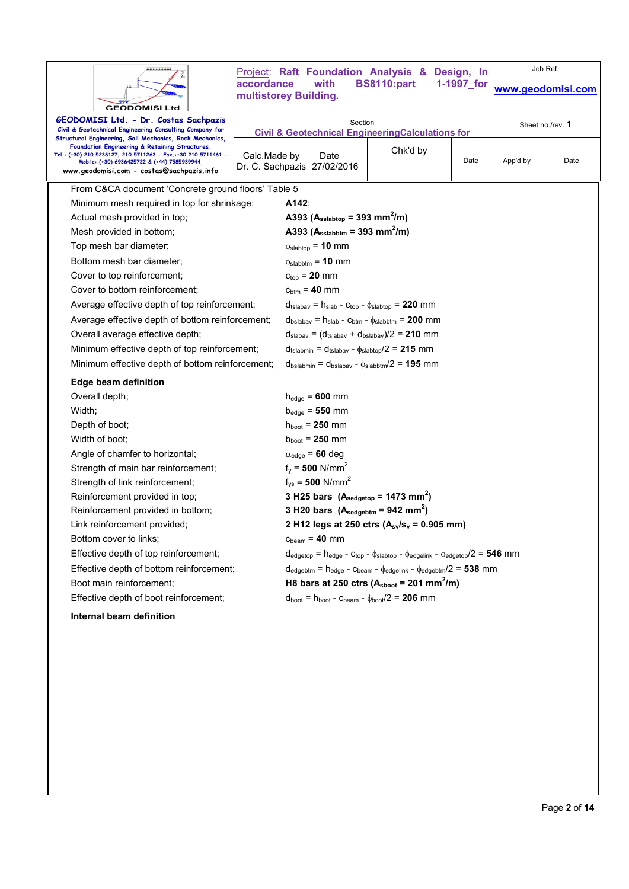From C&CA document 'Concrete ground floors' Table 5

| | |
|---|---|
| Minimum mesh required in top for shrinkage; | **A142**; |
| Actual mesh provided in top; | **A393 ($A_{sslabtop}$ = 393 mm$^2$/m)** |
| Mesh provided in bottom; | **A393 ($A_{sslabbtm}$ = 393 mm$^2$/m)** |
| Top mesh bar diameter; | $\phi_{slabtop}$ = **10** mm |
| Bottom mesh bar diameter; | $\phi_{slabbtm}$ = **10** mm |
| Cover to top reinforcement; | $c_{top}$ = **20** mm |
| Cover to bottom reinforcement; | $c_{btm}$ = **40** mm |
| Average effective depth of top reinforcement; | $d_{tslabav} = h_{slab} - c_{top} - \phi_{slabtop}$ = **220** mm |
| Average effective depth of bottom reinforcement; | $d_{bslabav} = h_{slab} - c_{btm} - \phi_{slabbtm}$ = **200** mm |
| Overall average effective depth; | $d_{slabav} = (d_{tslabav} + d_{bslabav})/2$ = **210** mm |
| Minimum effective depth of top reinforcement; | $d_{tslabmin} = d_{tslabav} - \phi_{slabtop}/2$ = **215** mm |
| Minimum effective depth of bottom reinforcement; | $d_{bslabmin} = d_{bslabav} - \phi_{slabbtm}/2$ = **195** mm |

**Edge beam definition**

| | |
|---|---|
| Overall depth; | $h_{edge}$ = **600** mm |
| Width; | $b_{edge}$ = **550** mm |
| Depth of boot; | $h_{boot}$ = **250** mm |
| Width of boot; | $b_{boot}$ = **250** mm |
| Angle of chamfer to horizontal; | $\alpha_{edge}$ = **60** deg |
| Strength of main bar reinforcement; | $f_y$ = **500** N/mm$^2$ |
| Strength of link reinforcement; | $f_{ys}$ = **500** N/mm$^2$ |
| Reinforcement provided in top; | **3 H25 bars ($A_{sedgetop}$ = 1473 mm$^2$)** |
| Reinforcement provided in bottom; | **3 H20 bars ($A_{sedgebtm}$ = 942 mm$^2$)** |
| Link reinforcement provided; | **2 H12 legs at 250 ctrs ($A_{sv}/s_v$ = 0.905 mm)** |
| Bottom cover to links; | $c_{beam}$ = **40** mm |
| Effective depth of top reinforcement; | $d_{edgetop} = h_{edge} - c_{top} - \phi_{slabtop} - \phi_{edgelink} - \phi_{edgetop}/2$ = **546** mm |
| Effective depth of bottom reinforcement; | $d_{edgebtm} = h_{edge} - c_{beam} - \phi_{edgelink} - \phi_{edgebtm}/2$ = **538** mm |
| Boot main reinforcement; | **H8 bars at 250 ctrs ($A_{sboot}$ = 201 mm$^2$/m)** |
| Effective depth of boot reinforcement; | $d_{boot} = h_{boot} - c_{beam} - \phi_{boot}/2$ = **206** mm |

**Internal beam definition**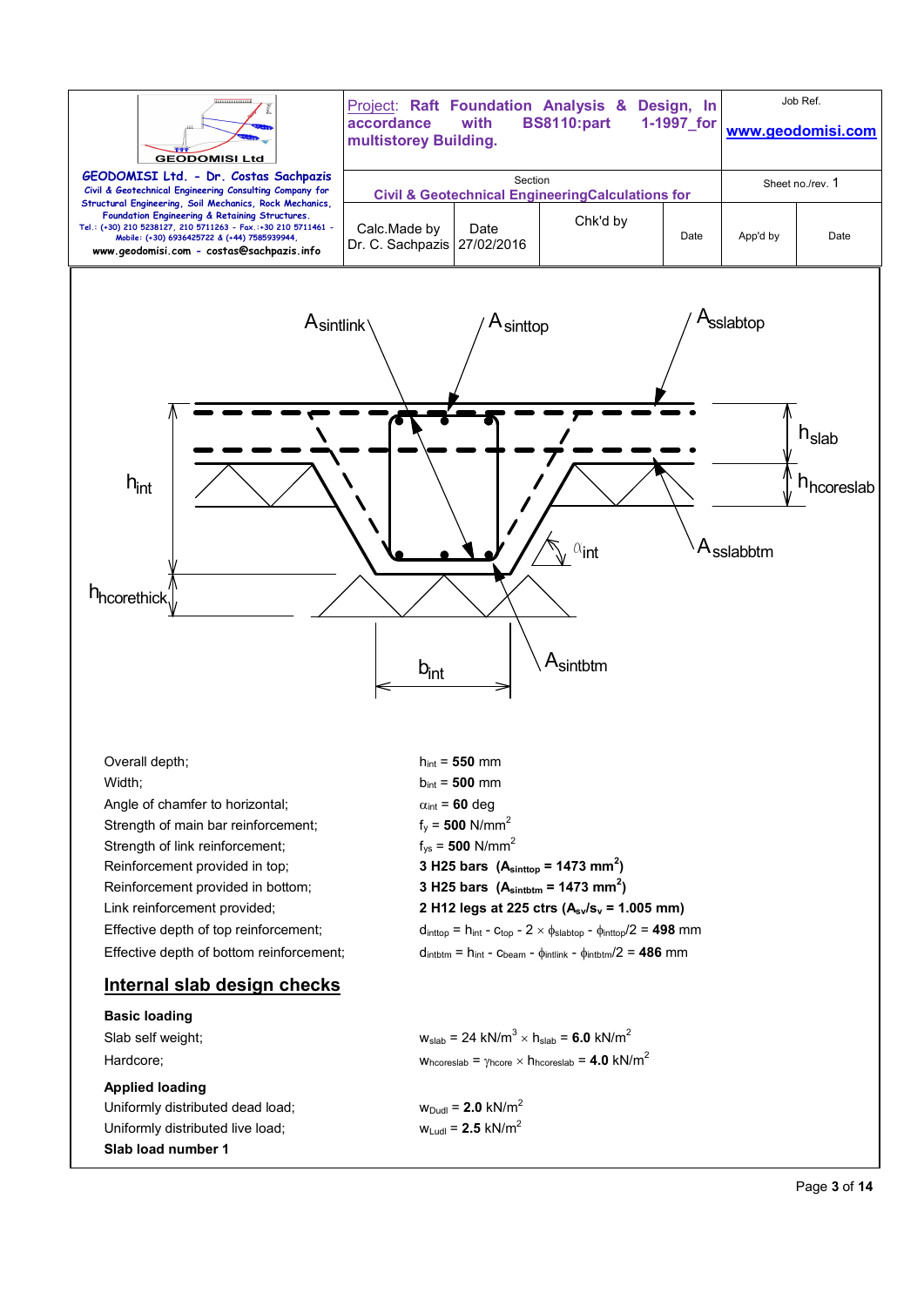| | Project: Raft Foundation Analysis & Design, In accordance with BS8110:part 1-1997_for multistorey Building. | | | | Job Ref. www.geodomisi.com | |
|---|---|---|---|---|---|---|
| GEODOMISI Ltd. - Dr. Costas Sachpazis Civil & Geotechnical Engineering Consulting Company for Structural Engineering, Soil Mechanics, Rock Mechanics, Foundation Engineering & Retaining Structures. Tel.: (+30) 210 5238127, 210 5711263 - Fax.:+30 210 5711461 - Mobile: (+30) 6936425722 & (+44) 7585939944, www.geodomisi.com - costas@sachpazis.info | Section: Civil & Geotechnical EngineeringCalculations for | | | | Sheet no./rev. 1 | |
| | Calc.Made by Dr. C. Sachpazis | Date 27/02/2016 | Chk'd by | Date | App'd by | Date |

Overall depth; $h_{int}$ = **550** mm

Width; $b_{int}$ = **500** mm

Angle of chamfer to horizontal; $\alpha_{int}$ = **60** deg

Strength of main bar reinforcement; $f_y$ = **500** N/mm$^2$

Strength of link reinforcement; $f_{ys}$ = **500** N/mm$^2$

Reinforcement provided in top; **3 H25 bars ($A_{sinttop}$ = 1473 mm$^2$)**

Reinforcement provided in bottom; **3 H25 bars ($A_{sintbtm}$ = 1473 mm$^2$)**

Link reinforcement provided; **2 H12 legs at 225 ctrs ($A_{sv}/s_v$ = 1.005 mm)**

Effective depth of top reinforcement; $d_{inttop} = h_{int} - c_{top} - 2 \times \phi_{slabtop} - \phi_{inttop}/2$ = **498** mm

Effective depth of bottom reinforcement; $d_{intbtm} = h_{int} - c_{beam} - \phi_{intlink} - \phi_{intbtm}/2$ = **486** mm

## Internal slab design checks

**Basic loading**

Slab self weight; $w_{slab}$ = 24 kN/m$^3$ × $h_{slab}$ = **6.0** kN/m$^2$

Hardcore; $w_{hcoreslab} = \gamma_{hcore} \times h_{hcoreslab}$ = **4.0** kN/m$^2$

**Applied loading**

Uniformly distributed dead load; $w_{Dudl}$ = **2.0** kN/m$^2$

Uniformly distributed live load; $w_{Ludl}$ = **2.5** kN/m$^2$

**Slab load number 1**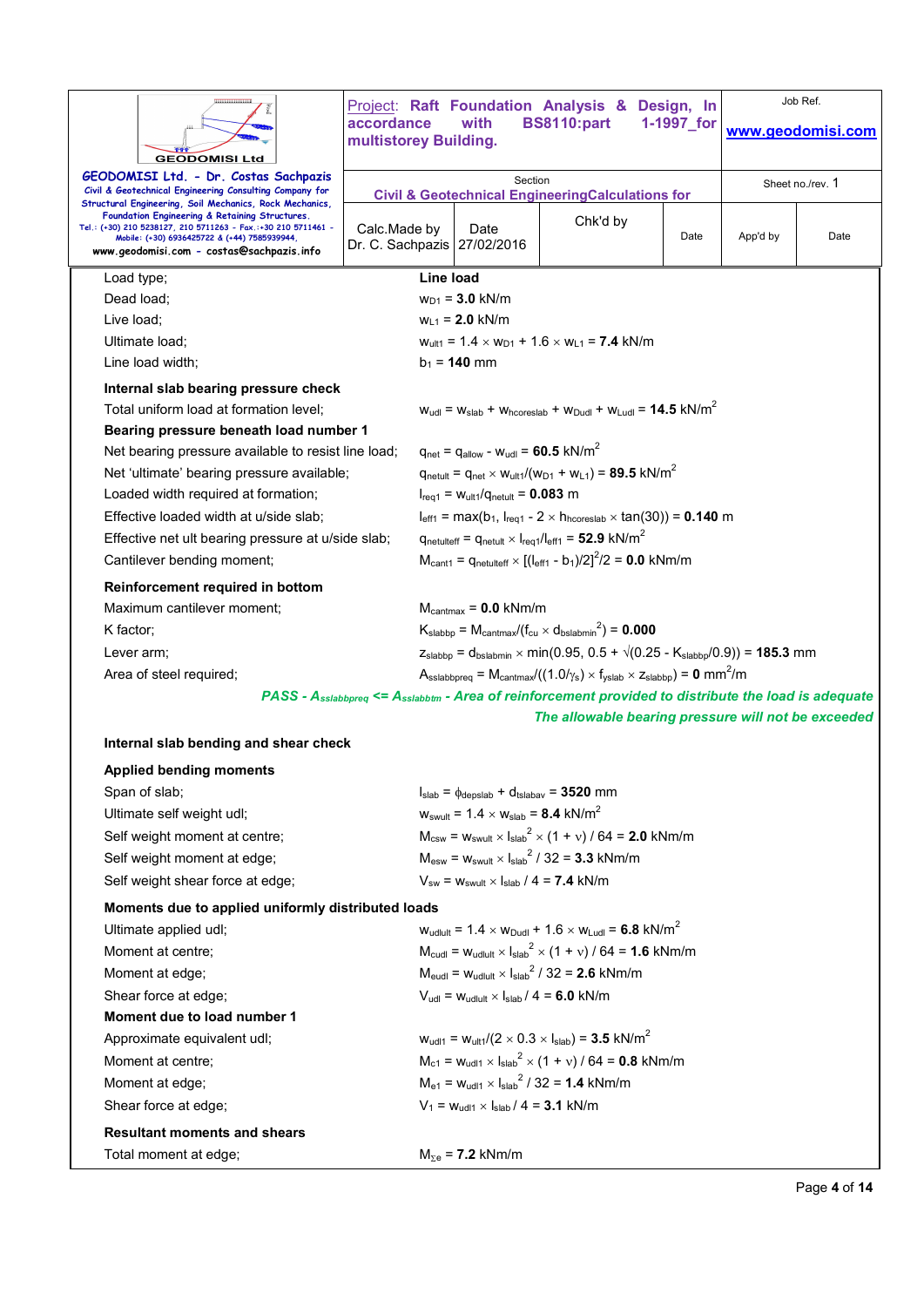| | |
|---|---|
| Load type; | **Line load** |
| Dead load; | $w_{D1}$ = **3.0** kN/m |
| Live load; | $w_{L1}$ = **2.0** kN/m |
| Ultimate load; | $w_{ult1} = 1.4 \times w_{D1} + 1.6 \times w_{L1}$ = **7.4** kN/m |
| Line load width; | $b_1$ = **140** mm |

**Internal slab bearing pressure check**

| | |
|---|---|
| Total uniform load at formation level; | $w_{udl} = w_{slab} + w_{hcoreslab} + w_{Dudl} + w_{Ludl}$ = **14.5** kN/m$^2$ |

**Bearing pressure beneath load number 1**

| | |
|---|---|
| Net bearing pressure available to resist line load; | $q_{net} = q_{allow} - w_{udl}$ = **60.5** kN/m$^2$ |
| Net 'ultimate' bearing pressure available; | $q_{netult} = q_{net} \times w_{ult1}/(w_{D1} + w_{L1})$ = **89.5** kN/m$^2$ |
| Loaded width required at formation; | $l_{req1} = w_{ult1}/q_{netult}$ = **0.083** m |
| Effective loaded width at u/side slab; | $l_{eff1} = \max(b_1, l_{req1} - 2 \times h_{hcoreslab} \times \tan(30))$ = **0.140** m |
| Effective net ult bearing pressure at u/side slab; | $q_{netulteff} = q_{netult} \times l_{req1}/l_{eff1}$ = **52.9** kN/m$^2$ |
| Cantilever bending moment; | $M_{cant1} = q_{netulteff} \times [(l_{eff1} - b_1)/2]^2/2$ = **0.0** kNm/m |

**Reinforcement required in bottom**

| | |
|---|---|
| Maximum cantilever moment; | $M_{cantmax}$ = **0.0** kNm/m |
| K factor; | $K_{slabbp} = M_{cantmax}/(f_{cu} \times d_{bslabmin}^2)$ = **0.000** |
| Lever arm; | $z_{slabbp} = d_{bslabmin} \times \min(0.95, 0.5 + \sqrt{(0.25 - K_{slabbp}/0.9)})$ = **185.3** mm |
| Area of steel required; | $A_{sslabbpreq} = M_{cantmax}/((1.0/\gamma_s) \times f_{yslab} \times z_{slabbp})$ = **0** mm$^2$/m |

*PASS - $A_{sslabbpreq} <= A_{sslabbtm}$ - Area of reinforcement provided to distribute the load is adequate*

*The allowable bearing pressure will not be exceeded*

**Internal slab bending and shear check**

**Applied bending moments**

| | |
|---|---|
| Span of slab; | $l_{slab} = \phi_{depslab} + d_{tslabav}$ = **3520** mm |
| Ultimate self weight udl; | $w_{swult} = 1.4 \times w_{slab}$ = **8.4** kN/m$^2$ |
| Self weight moment at centre; | $M_{csw} = w_{swult} \times l_{slab}^2 \times (1 + \nu) / 64$ = **2.0** kNm/m |
| Self weight moment at edge; | $M_{esw} = w_{swult} \times l_{slab}^2 / 32$ = **3.3** kNm/m |
| Self weight shear force at edge; | $V_{sw} = w_{swult} \times l_{slab} / 4$ = **7.4** kN/m |

**Moments due to applied uniformly distributed loads**

| | |
|---|---|
| Ultimate applied udl; | $w_{udlult} = 1.4 \times w_{Dudl} + 1.6 \times w_{Ludl}$ = **6.8** kN/m$^2$ |
| Moment at centre; | $M_{cudl} = w_{udlult} \times l_{slab}^2 \times (1 + \nu) / 64$ = **1.6** kNm/m |
| Moment at edge; | $M_{eudl} = w_{udlult} \times l_{slab}^2 / 32$ = **2.6** kNm/m |
| Shear force at edge; | $V_{udl} = w_{udlult} \times l_{slab} / 4$ = **6.0** kN/m |

**Moment due to load number 1**

| | |
|---|---|
| Approximate equivalent udl; | $w_{udl1} = w_{ult1}/(2 \times 0.3 \times l_{slab})$ = **3.5** kN/m$^2$ |
| Moment at centre; | $M_{c1} = w_{udl1} \times l_{slab}^2 \times (1 + \nu) / 64$ = **0.8** kNm/m |
| Moment at edge; | $M_{e1} = w_{udl1} \times l_{slab}^2 / 32$ = **1.4** kNm/m |
| Shear force at edge; | $V_1 = w_{udl1} \times l_{slab} / 4$ = **3.1** kN/m |

**Resultant moments and shears**

| | |
|---|---|
| Total moment at edge; | $M_{\Sigma e}$ = **7.2** kNm/m |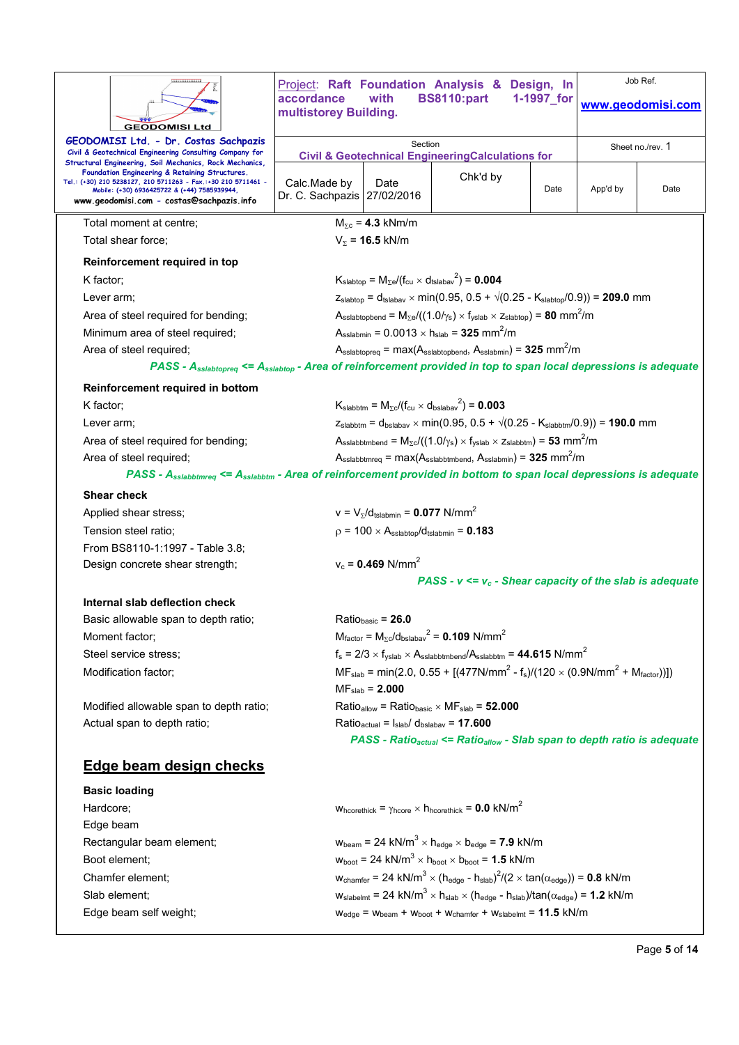| Total moment at centre; | $M_{\Sigma c}$ = **4.3** kNm/m |
|---|---|
| Total shear force; | $V_{\Sigma}$ = **16.5** kN/m |

**Reinforcement required in top**

| | |
|---|---|
| K factor; | $K_{slabtop} = M_{\Sigma e}/(f_{cu} \times d_{tslabav}^2)$ = **0.004** |
| Lever arm; | $z_{slabtop} = d_{tslabav} \times \min(0.95, 0.5 + \sqrt{(0.25 - K_{slabtop}/0.9)})$ = **209.0** mm |
| Area of steel required for bending; | $A_{sslabtopbend} = M_{\Sigma e}/((1.0/\gamma_s) \times f_{yslab} \times z_{slabtop})$ = **80** mm²/m |
| Minimum area of steel required; | $A_{sslabmin} = 0.0013 \times h_{slab}$ = **325** mm²/m |
| Area of steel required; | $A_{sslabtopreq} = \max(A_{sslabtopbend}, A_{sslabmin})$ = **325** mm²/m |

***PASS - $A_{sslabtopreq}$ <= $A_{sslabtop}$ - Area of reinforcement provided in top to span local depressions is adequate***

**Reinforcement required in bottom**

| | |
|---|---|
| K factor; | $K_{slabbtm} = M_{\Sigma c}/(f_{cu} \times d_{bslabav}^2)$ = **0.003** |
| Lever arm; | $z_{slabbtm} = d_{bslabav} \times \min(0.95, 0.5 + \sqrt{(0.25 - K_{slabbtm}/0.9)})$ = **190.0** mm |
| Area of steel required for bending; | $A_{sslabbtmbend} = M_{\Sigma c}/((1.0/\gamma_s) \times f_{yslab} \times z_{slabbtm})$ = **53** mm²/m |
| Area of steel required; | $A_{sslabbtmreq} = \max(A_{sslabbtmbend}, A_{sslabmin})$ = **325** mm²/m |

***PASS - $A_{sslabbtmreq}$ <= $A_{sslabbtm}$ - Area of reinforcement provided in bottom to span local depressions is adequate***

**Shear check**

| | |
|---|---|
| Applied shear stress; | $v = V_{\Sigma}/d_{tslabmin}$ = **0.077** N/mm² |
| Tension steel ratio; | $\rho = 100 \times A_{sslabtop}/d_{tslabmin}$ = **0.183** |
| From BS8110-1:1997 - Table 3.8; | |
| Design concrete shear strength; | $v_c$ = **0.469** N/mm² |

***PASS - $v$ <= $v_c$ - Shear capacity of the slab is adequate***

**Internal slab deflection check**

| | |
|---|---|
| Basic allowable span to depth ratio; | $Ratio_{basic}$ = **26.0** |
| Moment factor; | $M_{factor} = M_{\Sigma c}/d_{bslabav}^2$ = **0.109** N/mm² |
| Steel service stress; | $f_s = 2/3 \times f_{yslab} \times A_{sslabbtmbend}/A_{sslabbtm}$ = **44.615** N/mm² |
| Modification factor; | $MF_{slab} = \min(2.0, 0.55 + [(477N/mm^2 - f_s)/(120 \times (0.9N/mm^2 + M_{factor}))])$ |
| | $MF_{slab}$ = **2.000** |
| Modified allowable span to depth ratio; | $Ratio_{allow} = Ratio_{basic} \times MF_{slab}$ = **52.000** |
| Actual span to depth ratio; | $Ratio_{actual} = l_{slab}/d_{bslabav}$ = **17.600** |

***PASS - $Ratio_{actual}$ <= $Ratio_{allow}$ - Slab span to depth ratio is adequate***

## Edge beam design checks

**Basic loading**

| | |
|---|---|
| Hardcore; | $w_{hcorethick} = \gamma_{hcore} \times h_{hcorethick}$ = **0.0** kN/m² |
| Edge beam | |
| Rectangular beam element; | $w_{beam} = 24\ kN/m^3 \times h_{edge} \times b_{edge}$ = **7.9** kN/m |
| Boot element; | $w_{boot} = 24\ kN/m^3 \times h_{boot} \times b_{boot}$ = **1.5** kN/m |
| Chamfer element; | $w_{chamfer} = 24\ kN/m^3 \times (h_{edge} - h_{slab})^2/(2 \times \tan(\alpha_{edge}))$ = **0.8** kN/m |
| Slab element; | $w_{slabelmt} = 24\ kN/m^3 \times h_{slab} \times (h_{edge} - h_{slab})/\tan(\alpha_{edge})$ = **1.2** kN/m |
| Edge beam self weight; | $w_{edge} = w_{beam} + w_{boot} + w_{chamfer} + w_{slabelmt}$ = **11.5** kN/m |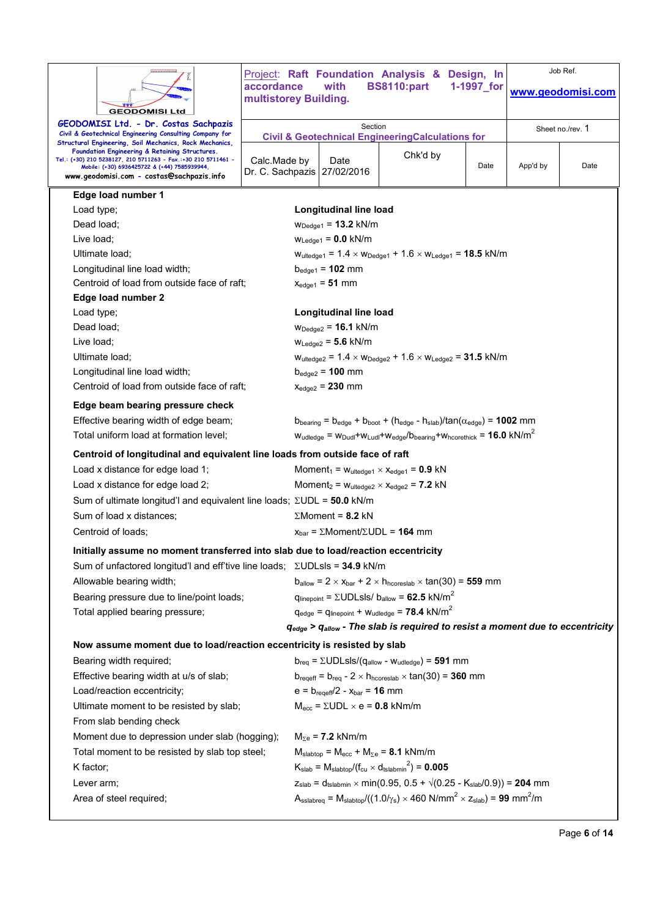**Edge load number 1**

| | |
|---|---|
| Load type; | **Longitudinal line load** |
| Dead load; | $w_{Dedge1}$ = **13.2** kN/m |
| Live load; | $w_{Ledge1}$ = **0.0** kN/m |
| Ultimate load; | $w_{ultedge1} = 1.4 \times w_{Dedge1} + 1.6 \times w_{Ledge1}$ = **18.5** kN/m |
| Longitudinal line load width; | $b_{edge1}$ = **102** mm |
| Centroid of load from outside face of raft; | $x_{edge1}$ = **51** mm |

**Edge load number 2**

| | |
|---|---|
| Load type; | **Longitudinal line load** |
| Dead load; | $w_{Dedge2}$ = **16.1** kN/m |
| Live load; | $w_{Ledge2}$ = **5.6** kN/m |
| Ultimate load; | $w_{ultedge2} = 1.4 \times w_{Dedge2} + 1.6 \times w_{Ledge2}$ = **31.5** kN/m |
| Longitudinal line load width; | $b_{edge2}$ = **100** mm |
| Centroid of load from outside face of raft; | $x_{edge2}$ = **230** mm |

**Edge beam bearing pressure check**

| | |
|---|---|
| Effective bearing width of edge beam; | $b_{bearing} = b_{edge} + b_{boot} + (h_{edge} - h_{slab})/\tan(\alpha_{edge})$ = **1002** mm |
| Total uniform load at formation level; | $w_{udledge} = w_{Dudl}+w_{Ludl}+w_{edge}/b_{bearing}+w_{hcorethick}$ = **16.0** kN/m$^2$ |

**Centroid of longitudinal and equivalent line loads from outside face of raft**

| | |
|---|---|
| Load x distance for edge load 1; | $Moment_1 = w_{ultedge1} \times x_{edge1}$ = **0.9** kN |
| Load x distance for edge load 2; | $Moment_2 = w_{ultedge2} \times x_{edge2}$ = **7.2** kN |
| Sum of ultimate longitud'l and equivalent line loads; | $\Sigma UDL$ = **50.0** kN/m |
| Sum of load x distances; | $\Sigma Moment$ = **8.2** kN |
| Centroid of loads; | $x_{bar} = \Sigma Moment/\Sigma UDL$ = **164** mm |

**Initially assume no moment transferred into slab due to load/reaction eccentricity**

| | |
|---|---|
| Sum of unfactored longitud'l and eff'tive line loads; | $\Sigma UDLsls$ = **34.9** kN/m |
| Allowable bearing width; | $b_{allow} = 2 \times x_{bar} + 2 \times h_{hcoreslab} \times \tan(30)$ = **559** mm |
| Bearing pressure due to line/point loads; | $q_{linepoint} = \Sigma UDLsls/ b_{allow}$ = **62.5** kN/m$^2$ |
| Total applied bearing pressure; | $q_{edge} = q_{linepoint} + w_{udledge}$ = **78.4** kN/m$^2$ |

***$q_{edge} > q_{allow}$ - The slab is required to resist a moment due to eccentricity***

**Now assume moment due to load/reaction eccentricity is resisted by slab**

| | |
|---|---|
| Bearing width required; | $b_{req} = \Sigma UDLsls/(q_{allow} - w_{udledge})$ = **591** mm |
| Effective bearing width at u/s of slab; | $b_{reqeff} = b_{req} - 2 \times h_{hcoreslab} \times \tan(30)$ = **360** mm |
| Load/reaction eccentricity; | $e = b_{reqeff}/2 - x_{bar}$ = **16** mm |
| Ultimate moment to be resisted by slab; | $M_{ecc} = \Sigma UDL \times e$ = **0.8** kNm/m |
| From slab bending check | |
| Moment due to depression under slab (hogging); | $M_{\Sigma e}$ = **7.2** kNm/m |
| Total moment to be resisted by slab top steel; | $M_{slabtop} = M_{ecc} + M_{\Sigma e}$ = **8.1** kNm/m |
| K factor; | $K_{slab} = M_{slabtop}/(f_{cu} \times d_{tslabmin}^2)$ = **0.005** |
| Lever arm; | $z_{slab} = d_{tslabmin} \times \min(0.95, 0.5 + \sqrt{(0.25 - K_{slab}/0.9)})$ = **204** mm |
| Area of steel required; | $A_{sslabreq} = M_{slabtop}/((1.0/\gamma_s) \times 460\ \text{N/mm}^2 \times z_{slab})$ = **99** mm$^2$/m |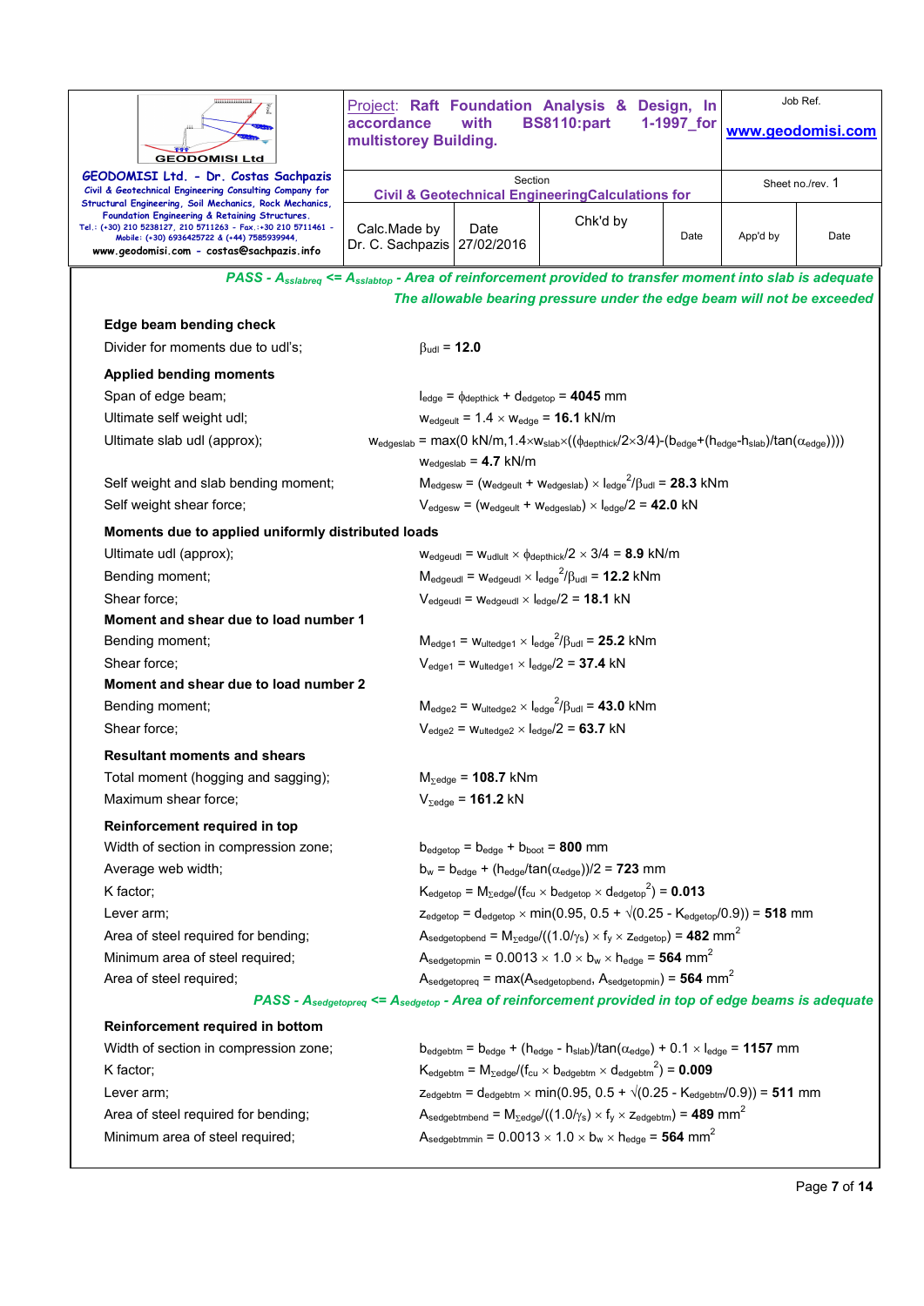*PASS - $A_{sslabreq}$ <= $A_{sslabtop}$ - Area of reinforcement provided to transfer moment into slab is adequate*

*The allowable bearing pressure under the edge beam will not be exceeded*

**Edge beam bending check**

Divider for moments due to udl's; $\beta_{udl}$ = **12.0**

**Applied bending moments**

Span of edge beam; $l_{edge} = \phi_{depthick} + d_{edgetop}$ = **4045** mm

Ultimate self weight udl; $w_{edgeult} = 1.4 \times w_{edge}$ = **16.1** kN/m

Ultimate slab udl (approx); $w_{edgeslab} = \max(0 \text{ kN/m}, 1.4 \times w_{slab} \times ((\phi_{depthick}/2 \times 3/4) - (b_{edge} + (h_{edge} - h_{slab})/\tan(\alpha_{edge}))))$

$w_{edgeslab}$ = **4.7** kN/m

Self weight and slab bending moment; $M_{edgesw} = (w_{edgeult} + w_{edgeslab}) \times l_{edge}^2/\beta_{udl}$ = **28.3** kNm

Self weight shear force; $V_{edgesw} = (w_{edgeult} + w_{edgeslab}) \times l_{edge}/2$ = **42.0** kN

**Moments due to applied uniformly distributed loads**

Ultimate udl (approx); $w_{edgeudl} = w_{udlult} \times \phi_{depthick}/2 \times 3/4$ = **8.9** kN/m

Bending moment; $M_{edgeudl} = w_{edgeudl} \times l_{edge}^2/\beta_{udl}$ = **12.2** kNm

Shear force; $V_{edgeudl} = w_{edgeudl} \times l_{edge}/2$ = **18.1** kN

**Moment and shear due to load number 1**

Bending moment; $M_{edge1} = w_{ultedge1} \times l_{edge}^2/\beta_{udl}$ = **25.2** kNm

Shear force; $V_{edge1} = w_{ultedge1} \times l_{edge}/2$ = **37.4** kN

**Moment and shear due to load number 2**

Bending moment; $M_{edge2} = w_{ultedge2} \times l_{edge}^2/\beta_{udl}$ = **43.0** kNm

Shear force; $V_{edge2} = w_{ultedge2} \times l_{edge}/2$ = **63.7** kN

**Resultant moments and shears**

Total moment (hogging and sagging); $M_{\Sigma edge}$ = **108.7** kNm

Maximum shear force; $V_{\Sigma edge}$ = **161.2** kN

**Reinforcement required in top**

Width of section in compression zone; $b_{edgetop} = b_{edge} + b_{boot}$ = **800** mm

Average web width; $b_w = b_{edge} + (h_{edge}/\tan(\alpha_{edge}))/2$ = **723** mm

K factor; $K_{edgetop} = M_{\Sigma edge}/(f_{cu} \times b_{edgetop} \times d_{edgetop}^2)$ = **0.013**

Lever arm; $z_{edgetop} = d_{edgetop} \times \min(0.95, 0.5 + \sqrt{(0.25 - K_{edgetop}/0.9)})$ = **518** mm

Area of steel required for bending; $A_{sedgetopbend} = M_{\Sigma edge}/((1.0/\gamma_s) \times f_y \times z_{edgetop})$ = **482** mm$^2$

Minimum area of steel required; $A_{sedgetopmin} = 0.0013 \times 1.0 \times b_w \times h_{edge}$ = **564** mm$^2$

Area of steel required; $A_{sedgetopreq} = \max(A_{sedgetopbend}, A_{sedgetopmin})$ = **564** mm$^2$

*PASS - $A_{sedgetopreq}$ <= $A_{sedgetop}$ - Area of reinforcement provided in top of edge beams is adequate*

**Reinforcement required in bottom**

Width of section in compression zone; $b_{edgebtm} = b_{edge} + (h_{edge} - h_{slab})/\tan(\alpha_{edge}) + 0.1 \times l_{edge}$ = **1157** mm

K factor; $K_{edgebtm} = M_{\Sigma edge}/(f_{cu} \times b_{edgebtm} \times d_{edgebtm}^2)$ = **0.009**

Lever arm; $z_{edgebtm} = d_{edgebtm} \times \min(0.95, 0.5 + \sqrt{(0.25 - K_{edgebtm}/0.9)})$ = **511** mm

Area of steel required for bending; $A_{sedgebtmbend} = M_{\Sigma edge}/((1.0/\gamma_s) \times f_y \times z_{edgebtm})$ = **489** mm$^2$

Minimum area of steel required; $A_{sedgebtmmin} = 0.0013 \times 1.0 \times b_w \times h_{edge}$ = **564** mm$^2$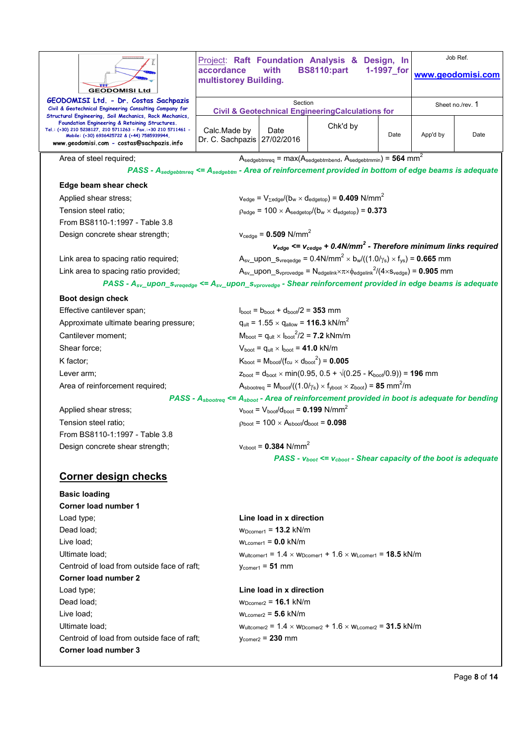Area of steel required; $A_{sedgebtmreq} = \max(A_{sedgebtmbend}, A_{sedgebtmmin}) = \mathbf{564}\ mm^2$

***PASS - $A_{sedgebtmreq} <= A_{sedgebtm}$ - Area of reinforcement provided in bottom of edge beams is adequate***

**Edge beam shear check**

Applied shear stress; $v_{edge} = V_{\Sigma edge}/(b_w \times d_{edgetop}) = \mathbf{0.409}\ N/mm^2$

Tension steel ratio; $\rho_{edge} = 100 \times A_{sedgetop}/(b_w \times d_{edgetop}) = \mathbf{0.373}$

From BS8110-1:1997 - Table 3.8

Design concrete shear strength; $v_{cedge} = \mathbf{0.509}\ N/mm^2$

***$v_{edge} <= v_{cedge} + 0.4N/mm^2$ - Therefore minimum links required***

Link area to spacing ratio required; $A_{sv}\_upon\_s_{vreqedge} = 0.4N/mm^2 \times b_w/((1.0/\gamma_s) \times f_{ys}) = \mathbf{0.665}\ mm$

Link area to spacing ratio provided; $A_{sv}\_upon\_s_{vprovedge} = N_{edgelink} \times \pi \times \phi_{edgelink}{}^2/(4 \times s_{vedge}) = \mathbf{0.905}\ mm$

***PASS - $A_{sv}\_upon\_s_{vreqedge} <= A_{sv}\_upon\_s_{vprovedge}$ - Shear reinforcement provided in edge beams is adequate***

**Boot design check**

Effective cantilever span; $l_{boot} = b_{boot} + d_{boot}/2 = \mathbf{353}\ mm$

Approximate ultimate bearing pressure; $q_{ult} = 1.55 \times q_{allow} = \mathbf{116.3}\ kN/m^2$

Cantilever moment; $M_{boot} = q_{ult} \times l_{boot}{}^2/2 = \mathbf{7.2}\ kNm/m$

Shear force; $V_{boot} = q_{ult} \times l_{boot} = \mathbf{41.0}\ kN/m$

K factor; $K_{boot} = M_{boot}/(f_{cu} \times d_{boot}{}^2) = \mathbf{0.005}$

Lever arm; $z_{boot} = d_{boot} \times \min(0.95, 0.5 + \sqrt{(0.25 - K_{boot}/0.9)}) = \mathbf{196}\ mm$

Area of reinforcement required; $A_{sbootreq} = M_{boot}/((1.0/\gamma_s) \times f_{yboot} \times z_{boot}) = \mathbf{85}\ mm^2/m$

***PASS - $A_{sbootreq} <= A_{sboot}$ - Area of reinforcement provided in boot is adequate for bending***

Applied shear stress; $v_{boot} = V_{boot}/d_{boot} = \mathbf{0.199}\ N/mm^2$

Tension steel ratio; $\rho_{boot} = 100 \times A_{sboot}/d_{boot} = \mathbf{0.098}$

From BS8110-1:1997 - Table 3.8

Design concrete shear strength; $v_{cboot} = \mathbf{0.384}\ N/mm^2$

***PASS - $v_{boot} <= v_{cboot}$ - Shear capacity of the boot is adequate***

## Corner design checks

**Basic loading**

**Corner load number 1**

Load type; **Line load in x direction**

Dead load; $w_{Dcorner1} = \mathbf{13.2}\ kN/m$

Live load; $w_{Lcorner1} = \mathbf{0.0}\ kN/m$

Ultimate load; $w_{ultcorner1} = 1.4 \times w_{Dcorner1} + 1.6 \times w_{Lcorner1} = \mathbf{18.5}\ kN/m$

Centroid of load from outside face of raft; $y_{corner1} = \mathbf{51}\ mm$

**Corner load number 2**

Load type; **Line load in x direction**

Dead load; $w_{Dcorner2} = \mathbf{16.1}\ kN/m$

Live load; $w_{Lcorner2} = \mathbf{5.6}\ kN/m$

Ultimate load; $w_{ultcorner2} = 1.4 \times w_{Dcorner2} + 1.6 \times w_{Lcorner2} = \mathbf{31.5}\ kN/m$

Centroid of load from outside face of raft; $y_{corner2} = \mathbf{230}\ mm$

**Corner load number 3**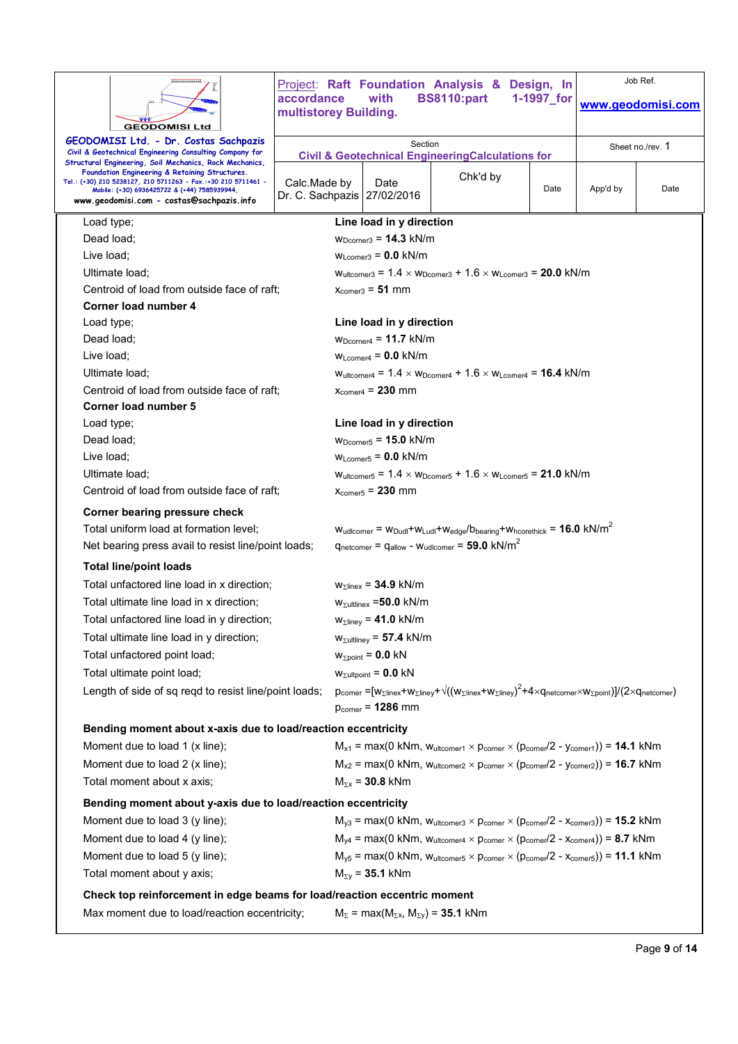| Load type; | **Line load in y direction** |
|---|---|
| Dead load; | $w_{Dcorner3}$ = **14.3** kN/m |
| Live load; | $w_{Lcorner3}$ = **0.0** kN/m |
| Ultimate load; | $w_{ultcorner3} = 1.4 \times w_{Dcorner3} + 1.6 \times w_{Lcorner3}$ = **20.0** kN/m |
| Centroid of load from outside face of raft; | $x_{corner3}$ = **51** mm |

**Corner load number 4**

| Load type; | **Line load in y direction** |
|---|---|
| Dead load; | $w_{Dcorner4}$ = **11.7** kN/m |
| Live load; | $w_{Lcorner4}$ = **0.0** kN/m |
| Ultimate load; | $w_{ultcorner4} = 1.4 \times w_{Dcorner4} + 1.6 \times w_{Lcorner4}$ = **16.4** kN/m |
| Centroid of load from outside face of raft; | $x_{corner4}$ = **230** mm |

**Corner load number 5**

| Load type; | **Line load in y direction** |
|---|---|
| Dead load; | $w_{Dcorner5}$ = **15.0** kN/m |
| Live load; | $w_{Lcorner5}$ = **0.0** kN/m |
| Ultimate load; | $w_{ultcorner5} = 1.4 \times w_{Dcorner5} + 1.6 \times w_{Lcorner5}$ = **21.0** kN/m |
| Centroid of load from outside face of raft; | $x_{corner5}$ = **230** mm |

**Corner bearing pressure check**

| | |
|---|---|
| Total uniform load at formation level; | $w_{udlcorner} = w_{Dudl} + w_{Ludl} + w_{edge}/b_{bearing} + w_{hcorethick}$ = **16.0** kN/m$^2$ |
| Net bearing press avail to resist line/point loads; | $q_{netcorner} = q_{allow} - w_{udlcorner}$ = **59.0** kN/m$^2$ |

**Total line/point loads**

| | |
|---|---|
| Total unfactored line load in x direction; | $w_{\Sigma linex}$ = **34.9** kN/m |
| Total ultimate line load in x direction; | $w_{\Sigma ultlinex}$ = **50.0** kN/m |
| Total unfactored line load in y direction; | $w_{\Sigma liney}$ = **41.0** kN/m |
| Total ultimate line load in y direction; | $w_{\Sigma ultliney}$ = **57.4** kN/m |
| Total unfactored point load; | $w_{\Sigma point}$ = **0.0** kN |
| Total ultimate point load; | $w_{\Sigma ultpoint}$ = **0.0** kN |
| Length of side of sq reqd to resist line/point loads; | $p_{corner} = [w_{\Sigma linex} + w_{\Sigma liney} + \sqrt{((w_{\Sigma linex} + w_{\Sigma liney})^2 + 4 \times q_{netcorner} \times w_{\Sigma point})}]/(2 \times q_{netcorner})$ |
| | $p_{corner}$ = **1286** mm |

**Bending moment about x-axis due to load/reaction eccentricity**

| | |
|---|---|
| Moment due to load 1 (x line); | $M_{x1} = \max(0 \text{ kNm}, w_{ultcorner1} \times p_{corner} \times (p_{corner}/2 - y_{corner1}))$ = **14.1** kNm |
| Moment due to load 2 (x line); | $M_{x2} = \max(0 \text{ kNm}, w_{ultcorner2} \times p_{corner} \times (p_{corner}/2 - y_{corner2}))$ = **16.7** kNm |
| Total moment about x axis; | $M_{\Sigma x}$ = **30.8** kNm |

**Bending moment about y-axis due to load/reaction eccentricity**

| | |
|---|---|
| Moment due to load 3 (y line); | $M_{y3} = \max(0 \text{ kNm}, w_{ultcorner3} \times p_{corner} \times (p_{corner}/2 - x_{corner3}))$ = **15.2** kNm |
| Moment due to load 4 (y line); | $M_{y4} = \max(0 \text{ kNm}, w_{ultcorner4} \times p_{corner} \times (p_{corner}/2 - x_{corner4}))$ = **8.7** kNm |
| Moment due to load 5 (y line); | $M_{y5} = \max(0 \text{ kNm}, w_{ultcorner5} \times p_{corner} \times (p_{corner}/2 - x_{corner5}))$ = **11.1** kNm |
| Total moment about y axis; | $M_{\Sigma y}$ = **35.1** kNm |

**Check top reinforcement in edge beams for load/reaction eccentric moment**

| | |
|---|---|
| Max moment due to load/reaction eccentricity; | $M_{\Sigma} = \max(M_{\Sigma x}, M_{\Sigma y})$ = **35.1** kNm |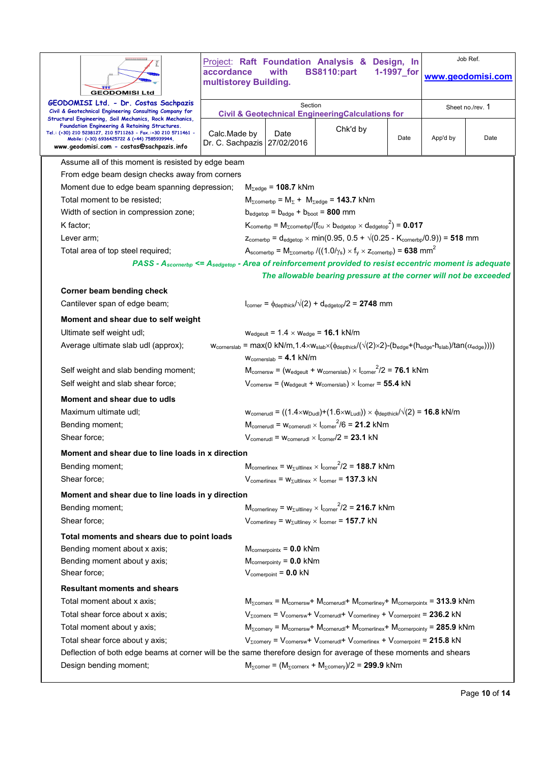Assume all of this moment is resisted by edge beam

From edge beam design checks away from corners

Moment due to edge beam spanning depression; $M_{\Sigma edge}$ = **108.7** kNm

Total moment to be resisted; $M_{\Sigma cornerbp} = M_{\Sigma} + M_{\Sigma edge}$ = **143.7** kNm

Width of section in compression zone; $b_{edgetop} = b_{edge} + b_{boot}$ = **800** mm

K factor; $K_{cornerbp} = M_{\Sigma cornerbp}/(f_{cu} \times b_{edgetop} \times d_{edgetop}^2)$ = **0.017**

Lever arm; $z_{cornerbp} = d_{edgetop} \times \min(0.95, 0.5 + \sqrt{(0.25 - K_{cornerbp}/0.9)})$ = **518** mm

Total area of top steel required; $A_{scornerbp} = M_{\Sigma cornerbp} /((1.0/\gamma_s) \times f_y \times z_{cornerbp})$ = **638** mm²

***PASS - $A_{scornerbp}$ <= $A_{sedgetop}$ - Area of reinforcement provided to resist eccentric moment is adequate***

***The allowable bearing pressure at the corner will not be exceeded***

**Corner beam bending check**

Cantilever span of edge beam; $l_{corner} = \phi_{depthick}/\sqrt{(2)} + d_{edgetop}/2$ = **2748** mm

**Moment and shear due to self weight**

Ultimate self weight udl; $w_{edgeult} = 1.4 \times w_{edge}$ = **16.1** kN/m

Average ultimate slab udl (approx); $w_{cornerslab} = \max(0 \text{ kN/m}, 1.4 \times w_{slab} \times (\phi_{depthick}/(\sqrt{(2)} \times 2) - (b_{edge} + (h_{edge} - h_{slab})/\tan(\alpha_{edge}))))$

$w_{cornerslab}$ = **4.1** kN/m

Self weight and slab bending moment; $M_{cornersw} = (w_{edgeult} + w_{cornerslab}) \times l_{corner}^2/2$ = **76.1** kNm

Self weight and slab shear force; $V_{cornersw} = (w_{edgeult} + w_{cornerslab}) \times l_{corner}$ = **55.4** kN

**Moment and shear due to udls**

Maximum ultimate udl; $w_{cornerudl} = ((1.4 \times w_{Dudl}) + (1.6 \times w_{Ludl})) \times \phi_{depthick}/\sqrt{(2)}$ = **16.8** kN/m

Bending moment; $M_{cornerudl} = w_{cornerudl} \times l_{corner}^2/6$ = **21.2** kNm

Shear force; $V_{cornerudl} = w_{cornerudl} \times l_{corner}/2$ = **23.1** kN

**Moment and shear due to line loads in x direction**

Bending moment; $M_{cornerlinex} = w_{\Sigma ultlinex} \times l_{corner}^2/2$ = **188.7** kNm

Shear force; $V_{cornerlinex} = w_{\Sigma ultlinex} \times l_{corner}$ = **137.3** kN

**Moment and shear due to line loads in y direction**

Bending moment; $M_{cornerliney} = w_{\Sigma ultliney} \times l_{corner}^2/2$ = **216.7** kNm

Shear force; $V_{cornerliney} = w_{\Sigma ultliney} \times l_{corner}$ = **157.7** kN

**Total moments and shears due to point loads**

Bending moment about x axis; $M_{cornerpointx}$ = **0.0** kNm

Bending moment about y axis; $M_{cornerpointy}$ = **0.0** kNm

Shear force; $V_{cornerpoint}$ = **0.0** kN

**Resultant moments and shears**

Total moment about x axis; $M_{\Sigma cornerx} = M_{cornersw} + M_{cornerudl} + M_{cornerliney} + M_{cornerpointx}$ = **313.9** kNm

Total shear force about x axis; $V_{\Sigma cornerx} = V_{cornersw} + V_{cornerudl} + V_{cornerliney} + V_{cornerpoint}$ = **236.2** kN

Total moment about y axis; $M_{\Sigma cornery} = M_{cornersw} + M_{cornerudl} + M_{cornerlinex} + M_{cornerpointy}$ = **285.9** kNm

Total shear force about y axis; $V_{\Sigma cornery} = V_{cornersw} + V_{cornerudl} + V_{cornerlinex} + V_{cornerpoint}$ = **215.8** kN

Deflection of both edge beams at corner will be the same therefore design for average of these moments and shears

Design bending moment; $M_{\Sigma corner} = (M_{\Sigma cornerx} + M_{\Sigma cornery})/2$ = **299.9** kNm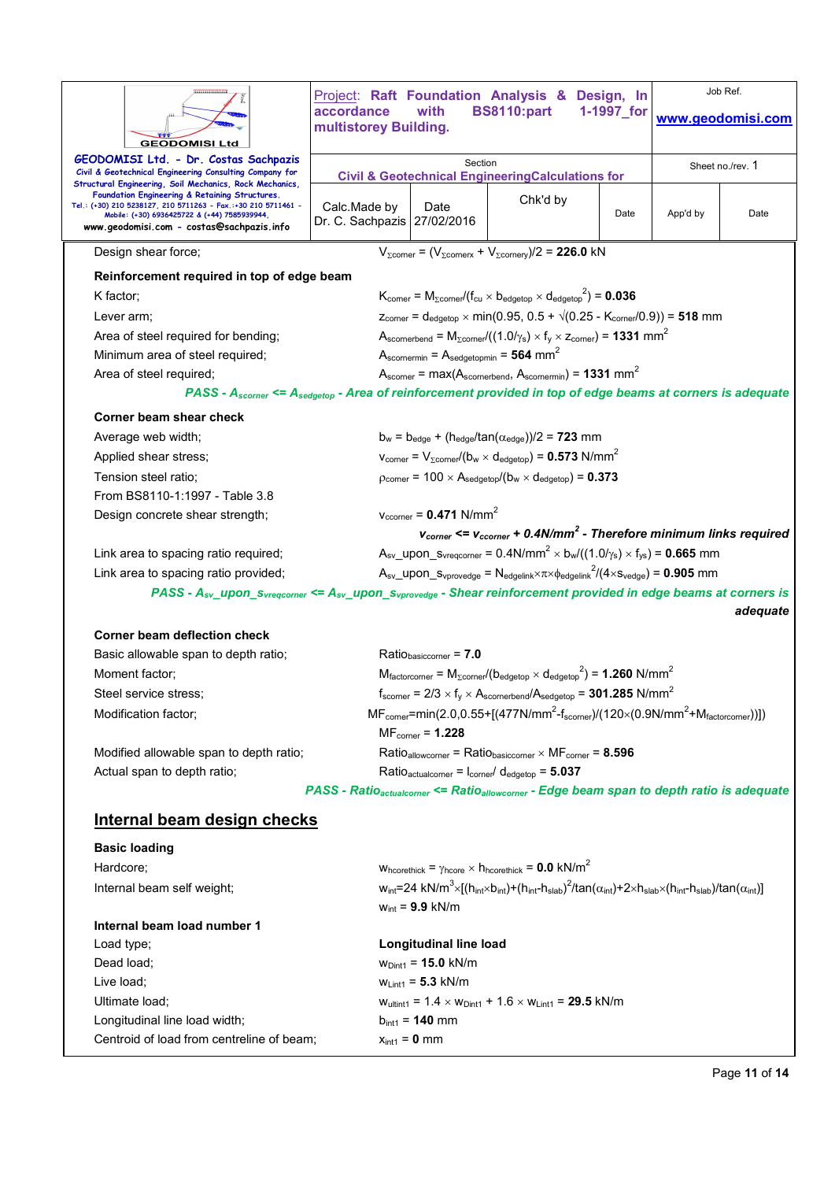Design shear force; $V_{\Sigma corner} = (V_{\Sigma cornerx} + V_{\Sigma cornery})/2 = \mathbf{226.0}$ kN

**Reinforcement required in top of edge beam**

K factor; $K_{corner} = M_{\Sigma corner}/(f_{cu} \times b_{edgetop} \times d_{edgetop}^2) = \mathbf{0.036}$

Lever arm; $z_{corner} = d_{edgetop} \times \min(0.95, 0.5 + \sqrt{(0.25 - K_{corner}/0.9)}) = \mathbf{518}$ mm

Area of steel required for bending; $A_{scornerbend} = M_{\Sigma corner}/((1.0/\gamma_s) \times f_y \times z_{corner}) = \mathbf{1331}$ mm$^2$

Minimum area of steel required; $A_{scornermin} = A_{sedgetopmin} = \mathbf{564}$ mm$^2$

Area of steel required; $A_{scorner} = \max(A_{scornerbend}, A_{scornermin}) = \mathbf{1331}$ mm$^2$

***PASS - $A_{scorner}$ <= $A_{sedgetop}$ - Area of reinforcement provided in top of edge beams at corners is adequate***

**Corner beam shear check**

Average web width; $b_w = b_{edge} + (h_{edge}/\tan(\alpha_{edge}))/2 = \mathbf{723}$ mm

Applied shear stress; $v_{corner} = V_{\Sigma corner}/(b_w \times d_{edgetop}) = \mathbf{0.573}$ N/mm$^2$

Tension steel ratio; $\rho_{corner} = 100 \times A_{sedgetop}/(b_w \times d_{edgetop}) = \mathbf{0.373}$

From BS8110-1:1997 - Table 3.8

Design concrete shear strength; $v_{ccorner} = \mathbf{0.471}$ N/mm$^2$

***$v_{corner}$ <= $v_{ccorner}$ + 0.4N/mm$^2$ - Therefore minimum links required***

Link area to spacing ratio required; $A_{sv}\_upon\_s_{vreqcorner} = 0.4\text{N/mm}^2 \times b_w/((1.0/\gamma_s) \times f_{ys}) = \mathbf{0.665}$ mm

Link area to spacing ratio provided; $A_{sv}\_upon\_s_{vprovedge} = N_{edgelink} \times \pi \times \phi_{edgelink}^2/(4 \times s_{vedge}) = \mathbf{0.905}$ mm

***PASS - $A_{sv}\_upon\_s_{vreqcorner}$ <= $A_{sv}\_upon\_s_{vprovedge}$ - Shear reinforcement provided in edge beams at corners is adequate***

**Corner beam deflection check**

Basic allowable span to depth ratio; $Ratio_{basiccorner} = \mathbf{7.0}$

Moment factor; $M_{factorcorner} = M_{\Sigma corner}/(b_{edgetop} \times d_{edgetop}^2) = \mathbf{1.260}$ N/mm$^2$

Steel service stress; $f_{scorner} = 2/3 \times f_y \times A_{scornerbend}/A_{sedgetop} = \mathbf{301.285}$ N/mm$^2$

Modification factor; $MF_{corner} = \min(2.0, 0.55 + [(477\text{N/mm}^2 - f_{scorner})/(120 \times (0.9\text{N/mm}^2 + M_{factorcorner}))])$

$MF_{corner} = \mathbf{1.228}$

Modified allowable span to depth ratio; $Ratio_{allowcorner} = Ratio_{basiccorner} \times MF_{corner} = \mathbf{8.596}$

Actual span to depth ratio; $Ratio_{actualcorner} = l_{corner}/d_{edgetop} = \mathbf{5.037}$

***PASS - $Ratio_{actualcorner}$ <= $Ratio_{allowcorner}$ - Edge beam span to depth ratio is adequate***

## Internal beam design checks

**Basic loading**

Hardcore; $w_{hcorethick} = \gamma_{hcore} \times h_{hcorethick} = \mathbf{0.0}$ kN/m$^2$

Internal beam self weight; $w_{int} = 24\text{ kN/m}^3 \times [(h_{int} \times b_{int}) + (h_{int} - h_{slab})^2/\tan(\alpha_{int}) + 2 \times h_{slab} \times (h_{int} - h_{slab})/\tan(\alpha_{int})]$

$w_{int} = \mathbf{9.9}$ kN/m

**Internal beam load number 1**

Load type; **Longitudinal line load**

Dead load; $w_{Dint1} = \mathbf{15.0}$ kN/m

Live load; $w_{Lint1} = \mathbf{5.3}$ kN/m

Ultimate load; $w_{ultint1} = 1.4 \times w_{Dint1} + 1.6 \times w_{Lint1} = \mathbf{29.5}$ kN/m

Longitudinal line load width; $b_{int1} = \mathbf{140}$ mm

Centroid of load from centreline of beam; $x_{int1} = \mathbf{0}$ mm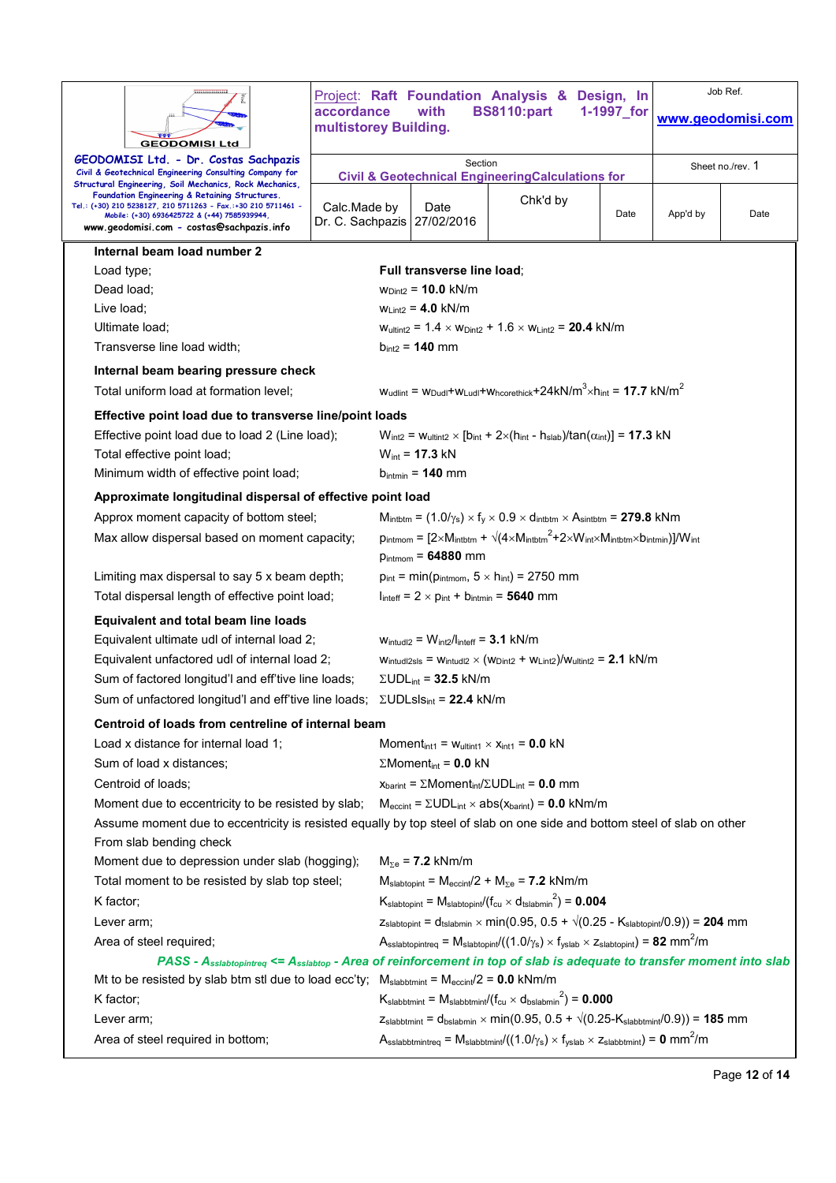**Internal beam load number 2**

Load type; **Full transverse line load**;

Dead load; $w_{Dint2}$ = **10.0** kN/m

Live load; $w_{Lint2}$ = **4.0** kN/m

Ultimate load; $w_{ultint2} = 1.4 \times w_{Dint2} + 1.6 \times w_{Lint2}$ = **20.4** kN/m

Transverse line load width; $b_{int2}$ = **140** mm

**Internal beam bearing pressure check**

Total uniform load at formation level; $w_{udlint} = w_{DudI}+w_{LudI}+w_{hcorethick}+24kN/m^3 \times h_{int}$ = **17.7** kN/m$^2$

**Effective point load due to transverse line/point loads**

Effective point load due to load 2 (Line load); $W_{int2} = w_{ultint2} \times [b_{int} + 2\times(h_{int} - h_{slab})/\tan(\alpha_{int})]$ = **17.3** kN

Total effective point load; $W_{int}$ = **17.3** kN

Minimum width of effective point load; $b_{intmin}$ = **140** mm

**Approximate longitudinal dispersal of effective point load**

Approx moment capacity of bottom steel; $M_{intbtm} = (1.0/\gamma_s) \times f_y \times 0.9 \times d_{intbtm} \times A_{sintbtm}$ = **279.8** kNm

Max allow dispersal based on moment capacity; $p_{intmom} = [2\times M_{intbtm} + \sqrt{(4\times M_{intbtm}^2+2\times W_{int}\times M_{intbtm}\times b_{intmin})}]/W_{int}$

$p_{intmom}$ = **64880** mm

Limiting max dispersal to say 5 x beam depth; $p_{int} = \min(p_{intmom}, 5 \times h_{int})$ = 2750 mm

Total dispersal length of effective point load; $l_{inteff} = 2 \times p_{int} + b_{intmin}$ = **5640** mm

**Equivalent and total beam line loads**

Equivalent ultimate udl of internal load 2; $w_{intudl2} = W_{int2}/l_{inteff}$ = **3.1** kN/m

Equivalent unfactored udl of internal load 2; $w_{intudl2sls} = w_{intudl2} \times (w_{Dint2} + w_{Lint2})/w_{ultint2}$ = **2.1** kN/m

Sum of factored longitud'l and eff'tive line loads; $\Sigma UDL_{int}$ = **32.5** kN/m

Sum of unfactored longitud'l and eff'tive line loads; $\Sigma UDLsls_{int}$ = **22.4** kN/m

**Centroid of loads from centreline of internal beam**

Load x distance for internal load 1; $Moment_{int1} = w_{ultint1} \times x_{int1}$ = **0.0** kN

Sum of load x distances; $\Sigma Moment_{int}$ = **0.0** kN

Centroid of loads; $x_{barint} = \Sigma Moment_{int}/\Sigma UDL_{int}$ = **0.0** mm

Moment due to eccentricity to be resisted by slab; $M_{eccint} = \Sigma UDL_{int} \times \text{abs}(x_{barint})$ = **0.0** kNm/m

Assume moment due to eccentricity is resisted equally by top steel of slab on one side and bottom steel of slab on other

From slab bending check

Moment due to depression under slab (hogging); $M_{\Sigma e}$ = **7.2** kNm/m

Total moment to be resisted by slab top steel; $M_{slabtopint} = M_{eccint}/2 + M_{\Sigma e}$ = **7.2** kNm/m

K factor; $K_{slabtopint} = M_{slabtopint}/(f_{cu} \times d_{tslabmin}^2)$ = **0.004**

Lever arm; $z_{slabtopint} = d_{tslabmin} \times \min(0.95, 0.5 + \sqrt{(0.25 - K_{slabtopint}/0.9)})$ = **204** mm

Area of steel required; $A_{sslabtopintreq} = M_{slabtopint}/((1.0/\gamma_s) \times f_{yslab} \times z_{slabtopint})$ = **82** mm$^2$/m

***PASS - $A_{sslabtopintreq}$ <= $A_{sslabtop}$ - Area of reinforcement in top of slab is adequate to transfer moment into slab***

Mt to be resisted by slab btm stl due to load ecc'ty; $M_{slabbtmint} = M_{eccint}/2$ = **0.0** kNm/m

K factor; $K_{slabbtmint} = M_{slabbtmint}/(f_{cu} \times d_{bslabmin}^2)$ = **0.000**

Lever arm; $z_{slabbtmint} = d_{bslabmin} \times \min(0.95, 0.5 + \sqrt{(0.25-K_{slabbtmint}/0.9)})$ = **185** mm

Area of steel required in bottom; $A_{sslabbtmintreq} = M_{slabbtmint}/((1.0/\gamma_s) \times f_{yslab} \times z_{slabbtmint})$ = **0** mm$^2$/m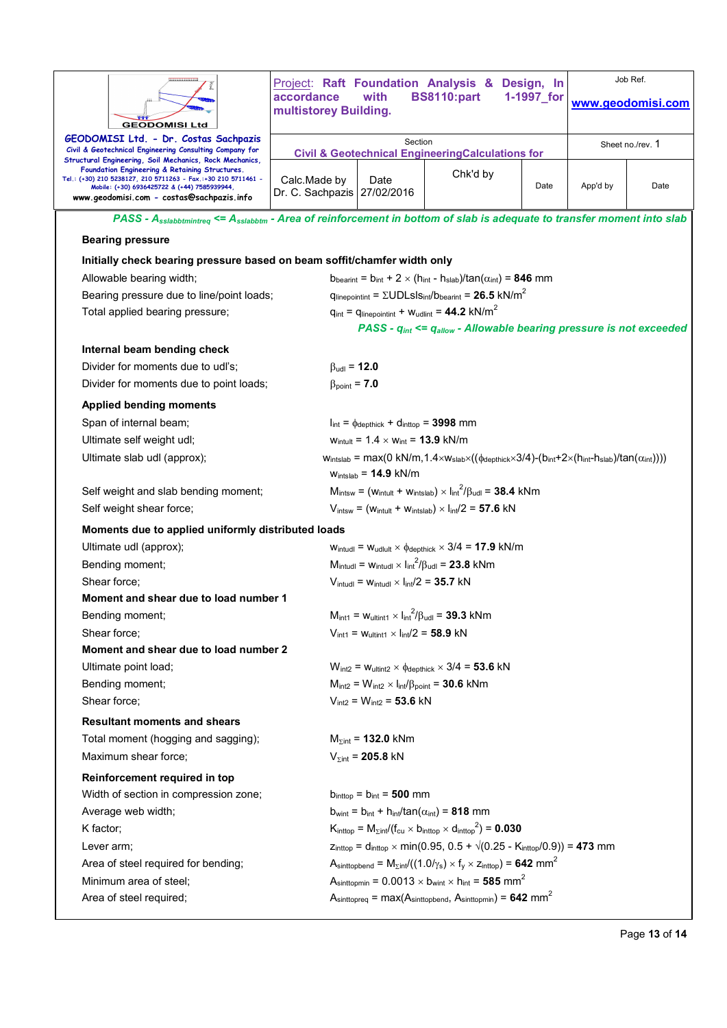*PASS - $A_{sslabbtmintreq}$ <= $A_{sslabbtm}$ - Area of reinforcement in bottom of slab is adequate to transfer moment into slab*

**Bearing pressure**

**Initially check bearing pressure based on beam soffit/chamfer width only**

Allowable bearing width; $b_{bearint} = b_{int} + 2 \times (h_{int} - h_{slab})/\tan(\alpha_{int})$ = **846** mm

Bearing pressure due to line/point loads; $q_{linepointint} = \Sigma UDLsls_{int}/b_{bearint}$ = **26.5** kN/m$^2$

Total applied bearing pressure; $q_{int} = q_{linepointint} + w_{udlint}$ = **44.2** kN/m$^2$

*PASS - $q_{int}$ <= $q_{allow}$ - Allowable bearing pressure is not exceeded*

**Internal beam bending check**

Divider for moments due to udl's; $\beta_{udl}$ = **12.0**

Divider for moments due to point loads; $\beta_{point}$ = **7.0**

**Applied bending moments**

Span of internal beam; $l_{int} = \phi_{depthick} + d_{inttop}$ = **3998** mm

Ultimate self weight udl; $w_{intult} = 1.4 \times w_{int}$ = **13.9** kN/m

Ultimate slab udl (approx); $w_{intslab} = \max(0 \text{ kN/m}, 1.4 \times w_{slab} \times ((\phi_{depthick} \times 3/4) - (b_{int} + 2 \times (h_{int} - h_{slab})/\tan(\alpha_{int}))))$

$w_{intslab}$ = **14.9** kN/m

Self weight and slab bending moment; $M_{intsw} = (w_{intult} + w_{intslab}) \times l_{int}^2/\beta_{udl}$ = **38.4** kNm

Self weight shear force; $V_{intsw} = (w_{intult} + w_{intslab}) \times l_{int}/2$ = **57.6** kN

**Moments due to applied uniformly distributed loads**

Ultimate udl (approx); $w_{intudl} = w_{udlult} \times \phi_{depthick} \times 3/4$ = **17.9** kN/m

Bending moment; $M_{intudl} = w_{intudl} \times l_{int}^2/\beta_{udl}$ = **23.8** kNm

Shear force; $V_{intudl} = w_{intudl} \times l_{int}/2$ = **35.7** kN

**Moment and shear due to load number 1**

Bending moment; $M_{int1} = w_{ultint1} \times l_{int}^2/\beta_{udl}$ = **39.3** kNm

Shear force; $V_{int1} = w_{ultint1} \times l_{int}/2$ = **58.9** kN

**Moment and shear due to load number 2**

Ultimate point load; $W_{int2} = w_{ultint2} \times \phi_{depthick} \times 3/4$ = **53.6** kN

Bending moment; $M_{int2} = W_{int2} \times l_{int}/\beta_{point}$ = **30.6** kNm

Shear force; $V_{int2} = W_{int2}$ = **53.6** kN

**Resultant moments and shears**

Total moment (hogging and sagging); $M_{\Sigma int}$ = **132.0** kNm

Maximum shear force; $V_{\Sigma int}$ = **205.8** kN

**Reinforcement required in top**

Width of section in compression zone; $b_{inttop} = b_{int}$ = **500** mm

Average web width; $b_{wint} = b_{int} + h_{int}/\tan(\alpha_{int})$ = **818** mm

K factor; $K_{inttop} = M_{\Sigma int}/(f_{cu} \times b_{inttop} \times d_{inttop}^2)$ = **0.030**

Lever arm; $z_{inttop} = d_{inttop} \times \min(0.95, 0.5 + \sqrt{(0.25 - K_{inttop}/0.9)})$ = **473** mm

Area of steel required for bending; $A_{sinttopbend} = M_{\Sigma int}/((1.0/\gamma_s) \times f_y \times z_{inttop})$ = **642** mm$^2$

Minimum area of steel; $A_{sinttopmin} = 0.0013 \times b_{wint} \times h_{int}$ = **585** mm$^2$

Area of steel required; $A_{sinttopreq} = \max(A_{sinttopbend}, A_{sinttopmin})$ = **642** mm$^2$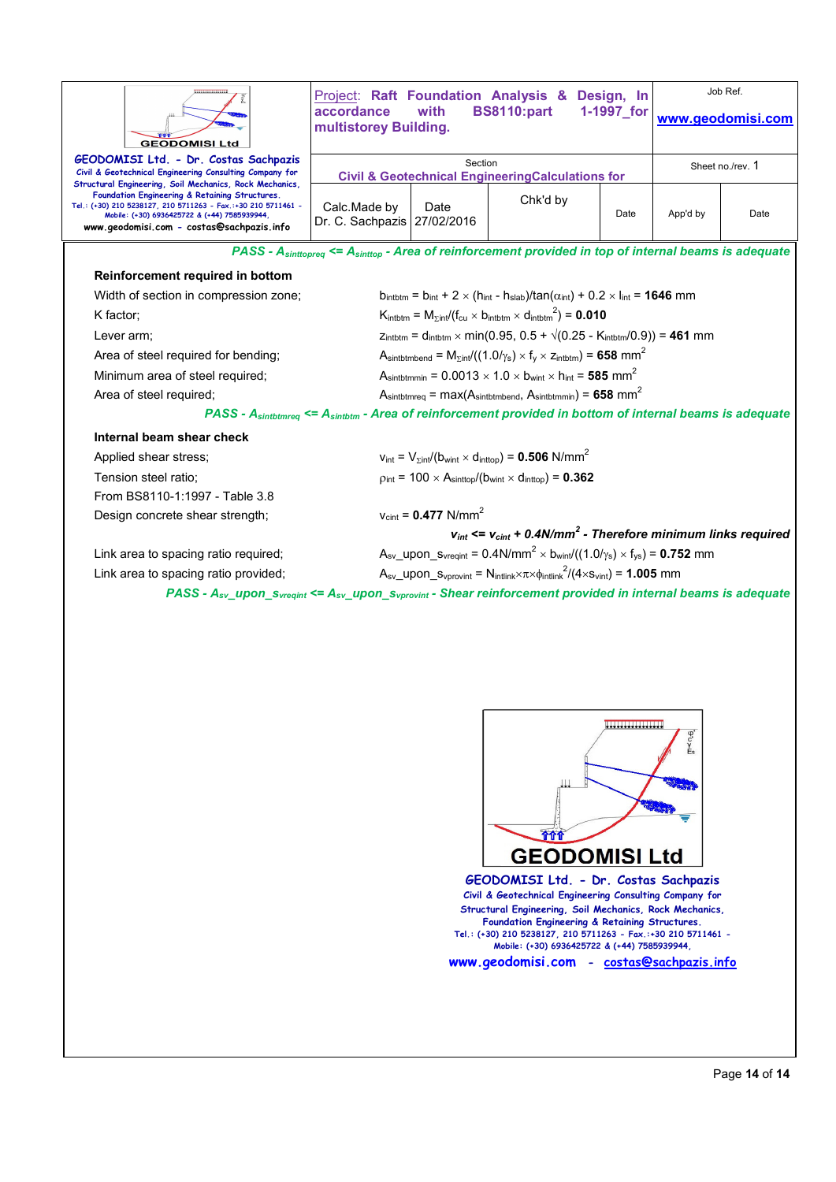*PASS - $A_{sinttopreq}$ <= $A_{sinttop}$ - Area of reinforcement provided in top of internal beams is adequate*

**Reinforcement required in bottom**

Width of section in compression zone; $b_{intbtm} = b_{int} + 2 \times (h_{int} - h_{slab})/\tan(\alpha_{int}) + 0.2 \times l_{int} = \mathbf{1646}$ mm

K factor; $K_{intbtm} = M_{\Sigma int}/(f_{cu} \times b_{intbtm} \times d_{intbtm}^2) = \mathbf{0.010}$

Lever arm; $z_{intbtm} = d_{intbtm} \times \min(0.95, 0.5 + \sqrt{(0.25 - K_{intbtm}/0.9)}) = \mathbf{461}$ mm

Area of steel required for bending; $A_{sintbtmbend} = M_{\Sigma int}/((1.0/\gamma_s) \times f_y \times z_{intbtm}) = \mathbf{658}$ mm$^2$

Minimum area of steel required; $A_{sintbtmmin} = 0.0013 \times 1.0 \times b_{wint} \times h_{int} = \mathbf{585}$ mm$^2$

Area of steel required; $A_{sintbtmreq} = \max(A_{sintbtmbend}, A_{sintbtmmin}) = \mathbf{658}$ mm$^2$

*PASS - $A_{sintbtmreq}$ <= $A_{sintbtm}$ - Area of reinforcement provided in bottom of internal beams is adequate*

**Internal beam shear check**

Applied shear stress; $v_{int} = V_{\Sigma int}/(b_{wint} \times d_{inttop}) = \mathbf{0.506}$ N/mm$^2$

Tension steel ratio; $\rho_{int} = 100 \times A_{sinttop}/(b_{wint} \times d_{inttop}) = \mathbf{0.362}$

From BS8110-1:1997 - Table 3.8

Design concrete shear strength; $v_{cint} = \mathbf{0.477}$ N/mm$^2$

***$v_{int}$ <= $v_{cint}$ + 0.4N/mm$^2$ - Therefore minimum links required***

Link area to spacing ratio required; $A_{sv\_upon\_s_{vreqint}} = 0.4\text{N/mm}^2 \times b_{wint}/((1.0/\gamma_s) \times f_{ys}) = \mathbf{0.752}$ mm

Link area to spacing ratio provided; $A_{sv\_upon\_s_{vprovint}} = N_{intlink} \times \pi \times \phi_{intlink}^2/(4 \times s_{vint}) = \mathbf{1.005}$ mm

*PASS - $A_{sv\_upon\_s_{vreqint}}$ <= $A_{sv\_upon\_s_{vprovint}}$ - Shear reinforcement provided in internal beams is adequate*

GEODOMISI Ltd

GEODOMISI Ltd. - Dr. Costas Sachpazis

Civil & Geotechnical Engineering Consulting Company for Structural Engineering, Soil Mechanics, Rock Mechanics, Foundation Engineering & Retaining Structures.

Tel.: (+30) 210 5238127, 210 5711263 - Fax.:+30 210 5711461 - Mobile: (+30) 6936425722 & (+44) 7585939944,

www.geodomisi.com - costas@sachpazis.info